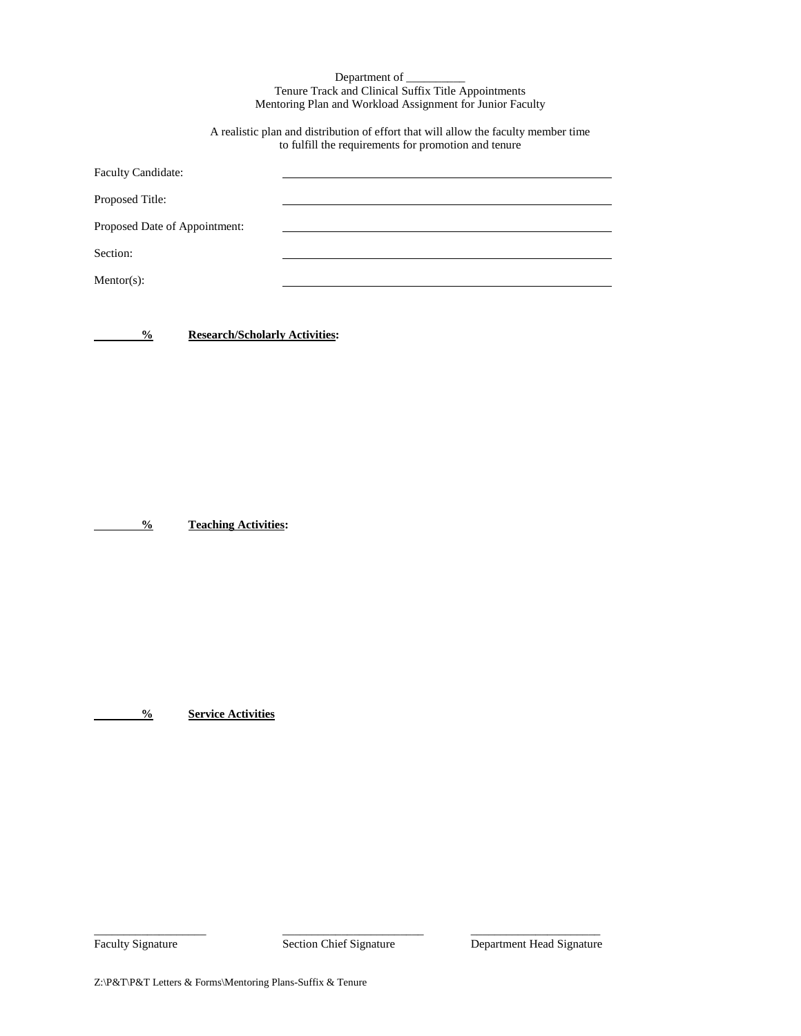Department of __________

Tenure Track and Clinical Suffix Title Appointments

Mentoring Plan and Workload Assignment for Junior Faculty

A realistic plan and distribution of effort that will allow the faculty member time to fulfill the requirements for promotion and tenure

Faculty Candidate: ______________________________

Proposed Title: ______________________________

Proposed Date of Appointment: ______________________________

Section: ______________________________

Mentor(s): ______________________________

**_____ %** **Research/Scholarly Activities:**

**_____ %** **Teaching Activities:**

**_____ %** **Service Activities**

____________________ Faculty Signature

____________________ Section Chief Signature

____________________ Department Head Signature

Z:\P&T\P&T Letters & Forms\Mentoring Plans-Suffix & Tenure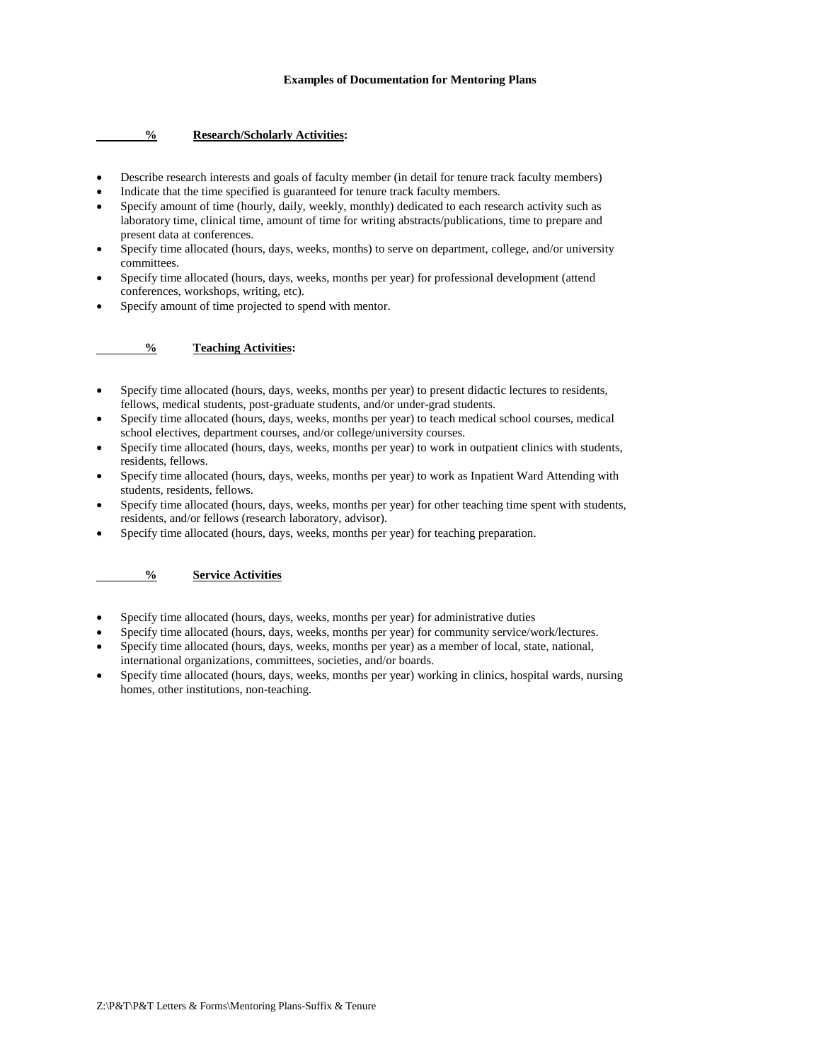**Examples of Documentation for Mentoring Plans**

**\_\_\_\_\_\_\_\_% Research/Scholarly Activities:**

- Describe research interests and goals of faculty member (in detail for tenure track faculty members)
- Indicate that the time specified is guaranteed for tenure track faculty members.
- Specify amount of time (hourly, daily, weekly, monthly) dedicated to each research activity such as laboratory time, clinical time, amount of time for writing abstracts/publications, time to prepare and present data at conferences.
- Specify time allocated (hours, days, weeks, months) to serve on department, college, and/or university committees.
- Specify time allocated (hours, days, weeks, months per year) for professional development (attend conferences, workshops, writing, etc).
- Specify amount of time projected to spend with mentor.

**\_\_\_\_\_\_\_\_% Teaching Activities:**

- Specify time allocated (hours, days, weeks, months per year) to present didactic lectures to residents, fellows, medical students, post-graduate students, and/or under-grad students.
- Specify time allocated (hours, days, weeks, months per year) to teach medical school courses, medical school electives, department courses, and/or college/university courses.
- Specify time allocated (hours, days, weeks, months per year) to work in outpatient clinics with students, residents, fellows.
- Specify time allocated (hours, days, weeks, months per year) to work as Inpatient Ward Attending with students, residents, fellows.
- Specify time allocated (hours, days, weeks, months per year) for other teaching time spent with students, residents, and/or fellows (research laboratory, advisor).
- Specify time allocated (hours, days, weeks, months per year) for teaching preparation.

**\_\_\_\_\_\_\_\_% Service Activities**

- Specify time allocated (hours, days, weeks, months per year) for administrative duties
- Specify time allocated (hours, days, weeks, months per year) for community service/work/lectures.
- Specify time allocated (hours, days, weeks, months per year) as a member of local, state, national, international organizations, committees, societies, and/or boards.
- Specify time allocated (hours, days, weeks, months per year) working in clinics, hospital wards, nursing homes, other institutions, non-teaching.

Z:\P&T\P&T Letters & Forms\Mentoring Plans-Suffix & Tenure